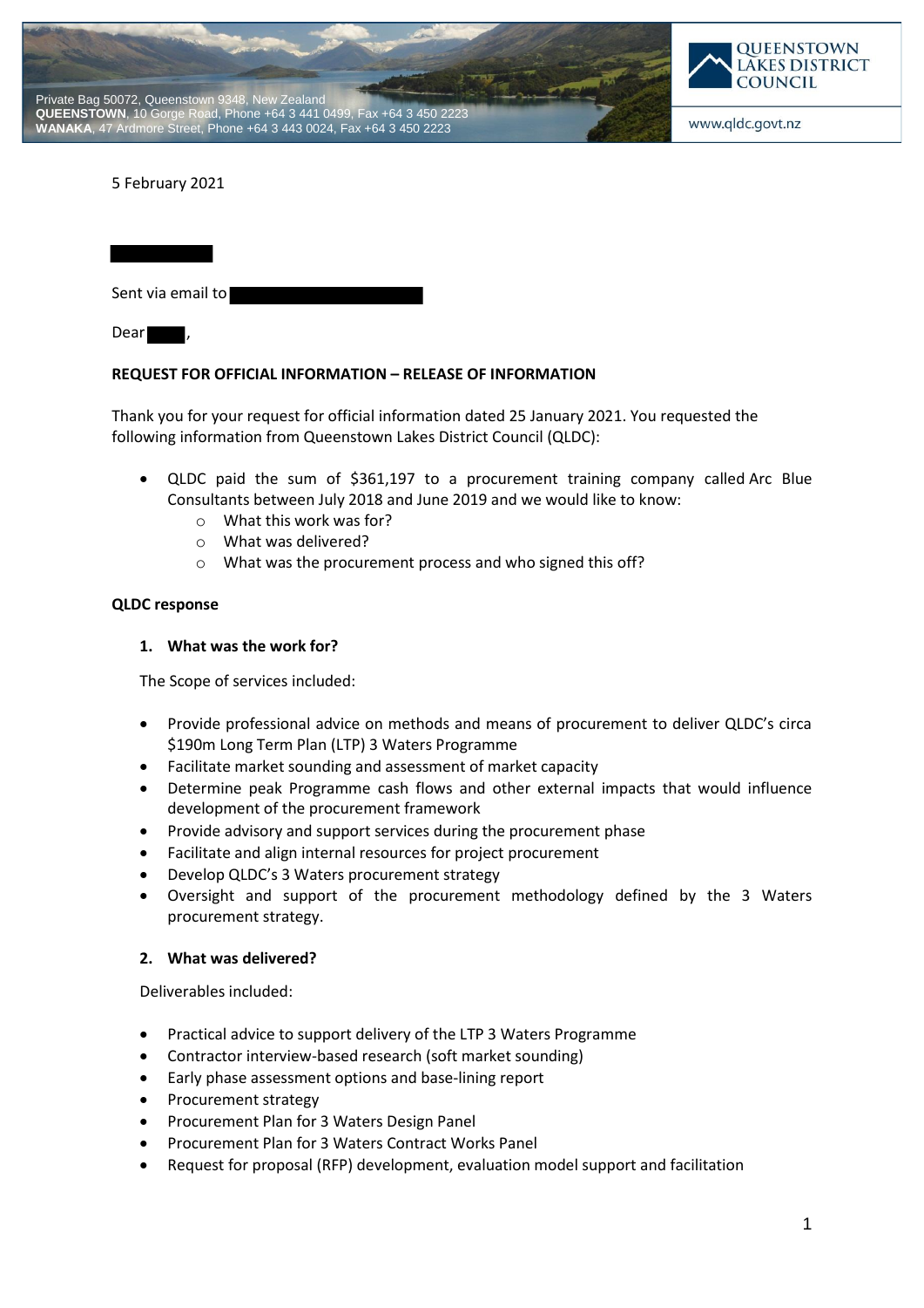Private Bag 50072, Queenstown 9348, New Zealand
**QUEENSTOWN**, 10 Gorge Road, Phone +64 3 441 0499, Fax +64 3 450 2223
**WANAKA**, 47 Ardmore Street, Phone +64 3 443 0024, Fax +64 3 450 2223

QUEENSTOWN LAKES DISTRICT COUNCIL

www.qldc.govt.nz

5 February 2021

Sent via email to

Dear ,

**REQUEST FOR OFFICIAL INFORMATION – RELEASE OF INFORMATION**

Thank you for your request for official information dated 25 January 2021. You requested the following information from Queenstown Lakes District Council (QLDC):

- QLDC paid the sum of $361,197 to a procurement training company called Arc Blue Consultants between July 2018 and June 2019 and we would like to know:
  - What this work was for?
  - What was delivered?
  - What was the procurement process and who signed this off?

**QLDC response**

1. **What was the work for?**

The Scope of services included:

- Provide professional advice on methods and means of procurement to deliver QLDC's circa $190m Long Term Plan (LTP) 3 Waters Programme
- Facilitate market sounding and assessment of market capacity
- Determine peak Programme cash flows and other external impacts that would influence development of the procurement framework
- Provide advisory and support services during the procurement phase
- Facilitate and align internal resources for project procurement
- Develop QLDC's 3 Waters procurement strategy
- Oversight and support of the procurement methodology defined by the 3 Waters procurement strategy.

2. **What was delivered?**

Deliverables included:

- Practical advice to support delivery of the LTP 3 Waters Programme
- Contractor interview-based research (soft market sounding)
- Early phase assessment options and base-lining report
- Procurement strategy
- Procurement Plan for 3 Waters Design Panel
- Procurement Plan for 3 Waters Contract Works Panel
- Request for proposal (RFP) development, evaluation model support and facilitation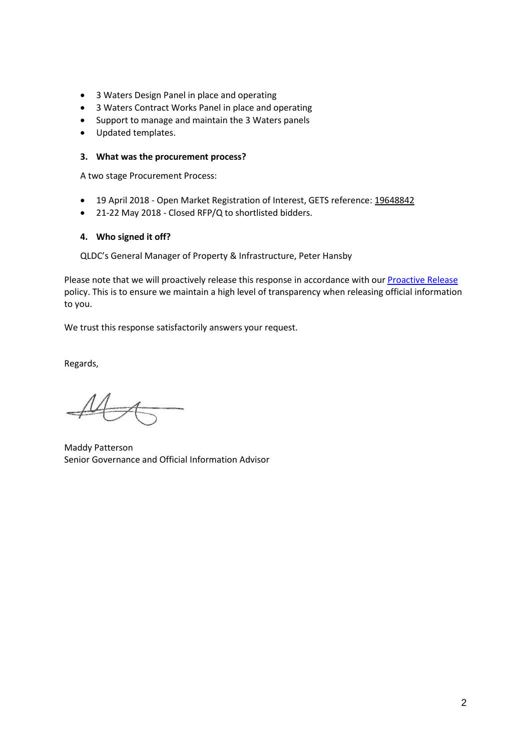- 3 Waters Design Panel in place and operating
- 3 Waters Contract Works Panel in place and operating
- Support to manage and maintain the 3 Waters panels
- Updated templates.

**3. What was the procurement process?**

A two stage Procurement Process:

- 19 April 2018 - Open Market Registration of Interest, GETS reference: 19648842
- 21-22 May 2018 - Closed RFP/Q to shortlisted bidders.

**4. Who signed it off?**

QLDC's General Manager of Property & Infrastructure, Peter Hansby

Please note that we will proactively release this response in accordance with our Proactive Release policy. This is to ensure we maintain a high level of transparency when releasing official information to you.

We trust this response satisfactorily answers your request.

Regards,

Maddy Patterson
Senior Governance and Official Information Advisor